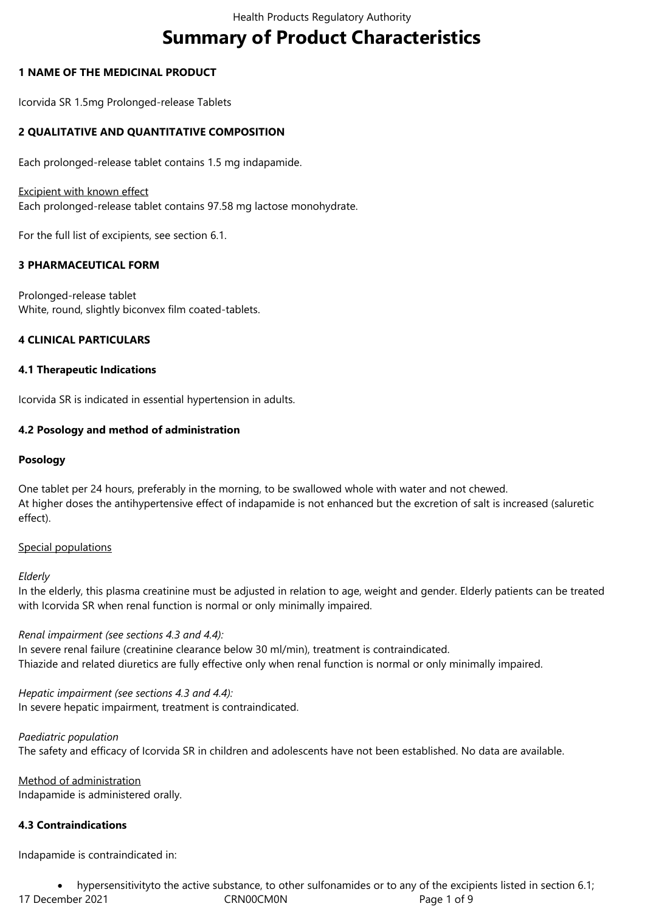# Summary of Product Characteristics

## 1 NAME OF THE MEDICINAL PRODUCT

Icorvida SR 1.5mg Prolonged-release Tablets

## 2 QUALITATIVE AND QUANTITATIVE COMPOSITION

Each prolonged-release tablet contains 1.5 mg indapamide.

Excipient with known effect
Each prolonged-release tablet contains 97.58 mg lactose monohydrate.

For the full list of excipients, see section 6.1.

## 3 PHARMACEUTICAL FORM

Prolonged-release tablet
White, round, slightly biconvex film coated-tablets.

## 4 CLINICAL PARTICULARS

### 4.1 Therapeutic Indications

Icorvida SR is indicated in essential hypertension in adults.

### 4.2 Posology and method of administration

**Posology**

One tablet per 24 hours, preferably in the morning, to be swallowed whole with water and not chewed.
At higher doses the antihypertensive effect of indapamide is not enhanced but the excretion of salt is increased (saluretic effect).

Special populations

*Elderly*
In the elderly, this plasma creatinine must be adjusted in relation to age, weight and gender. Elderly patients can be treated with Icorvida SR when renal function is normal or only minimally impaired.

*Renal impairment (see sections 4.3 and 4.4):*
In severe renal failure (creatinine clearance below 30 ml/min), treatment is contraindicated.
Thiazide and related diuretics are fully effective only when renal function is normal or only minimally impaired.

*Hepatic impairment (see sections 4.3 and 4.4):*
In severe hepatic impairment, treatment is contraindicated.

*Paediatric population*
The safety and efficacy of Icorvida SR in children and adolescents have not been established. No data are available.

Method of administration
Indapamide is administered orally.

### 4.3 Contraindications

Indapamide is contraindicated in:

- hypersensitivityto the active substance, to other sulfonamides or to any of the excipients listed in section 6.1;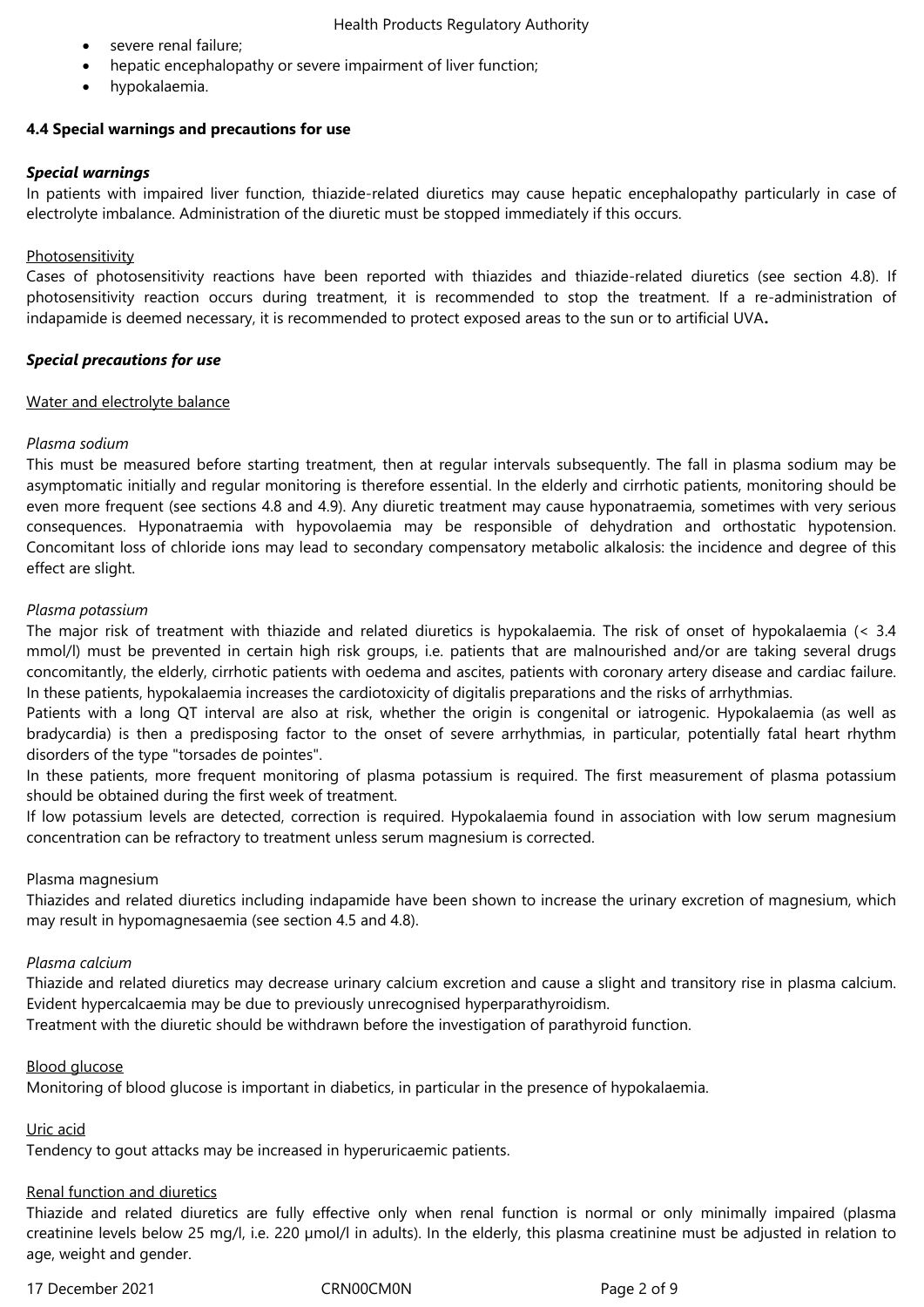- severe renal failure;
- hepatic encephalopathy or severe impairment of liver function;
- hypokalaemia.

## 4.4 Special warnings and precautions for use

***Special warnings***

In patients with impaired liver function, thiazide-related diuretics may cause hepatic encephalopathy particularly in case of electrolyte imbalance. Administration of the diuretic must be stopped immediately if this occurs.

Photosensitivity

Cases of photosensitivity reactions have been reported with thiazides and thiazide-related diuretics (see section 4.8). If photosensitivity reaction occurs during treatment, it is recommended to stop the treatment. If a re-administration of indapamide is deemed necessary, it is recommended to protect exposed areas to the sun or to artificial UVA**.**

***Special precautions for use***

Water and electrolyte balance

*Plasma sodium*

This must be measured before starting treatment, then at regular intervals subsequently. The fall in plasma sodium may be asymptomatic initially and regular monitoring is therefore essential. In the elderly and cirrhotic patients, monitoring should be even more frequent (see sections 4.8 and 4.9). Any diuretic treatment may cause hyponatraemia, sometimes with very serious consequences. Hyponatraemia with hypovolaemia may be responsible of dehydration and orthostatic hypotension. Concomitant loss of chloride ions may lead to secondary compensatory metabolic alkalosis: the incidence and degree of this effect are slight.

*Plasma potassium*

The major risk of treatment with thiazide and related diuretics is hypokalaemia. The risk of onset of hypokalaemia (< 3.4 mmol/l) must be prevented in certain high risk groups, i.e. patients that are malnourished and/or are taking several drugs concomitantly, the elderly, cirrhotic patients with oedema and ascites, patients with coronary artery disease and cardiac failure. In these patients, hypokalaemia increases the cardiotoxicity of digitalis preparations and the risks of arrhythmias.

Patients with a long QT interval are also at risk, whether the origin is congenital or iatrogenic. Hypokalaemia (as well as bradycardia) is then a predisposing factor to the onset of severe arrhythmias, in particular, potentially fatal heart rhythm disorders of the type "torsades de pointes".

In these patients, more frequent monitoring of plasma potassium is required. The first measurement of plasma potassium should be obtained during the first week of treatment.

If low potassium levels are detected, correction is required. Hypokalaemia found in association with low serum magnesium concentration can be refractory to treatment unless serum magnesium is corrected.

Plasma magnesium

Thiazides and related diuretics including indapamide have been shown to increase the urinary excretion of magnesium, which may result in hypomagnesaemia (see section 4.5 and 4.8).

*Plasma calcium*

Thiazide and related diuretics may decrease urinary calcium excretion and cause a slight and transitory rise in plasma calcium. Evident hypercalcaemia may be due to previously unrecognised hyperparathyroidism.

Treatment with the diuretic should be withdrawn before the investigation of parathyroid function.

Blood glucose

Monitoring of blood glucose is important in diabetics, in particular in the presence of hypokalaemia.

Uric acid

Tendency to gout attacks may be increased in hyperuricaemic patients.

Renal function and diuretics

Thiazide and related diuretics are fully effective only when renal function is normal or only minimally impaired (plasma creatinine levels below 25 mg/l, i.e. 220 µmol/l in adults). In the elderly, this plasma creatinine must be adjusted in relation to age, weight and gender.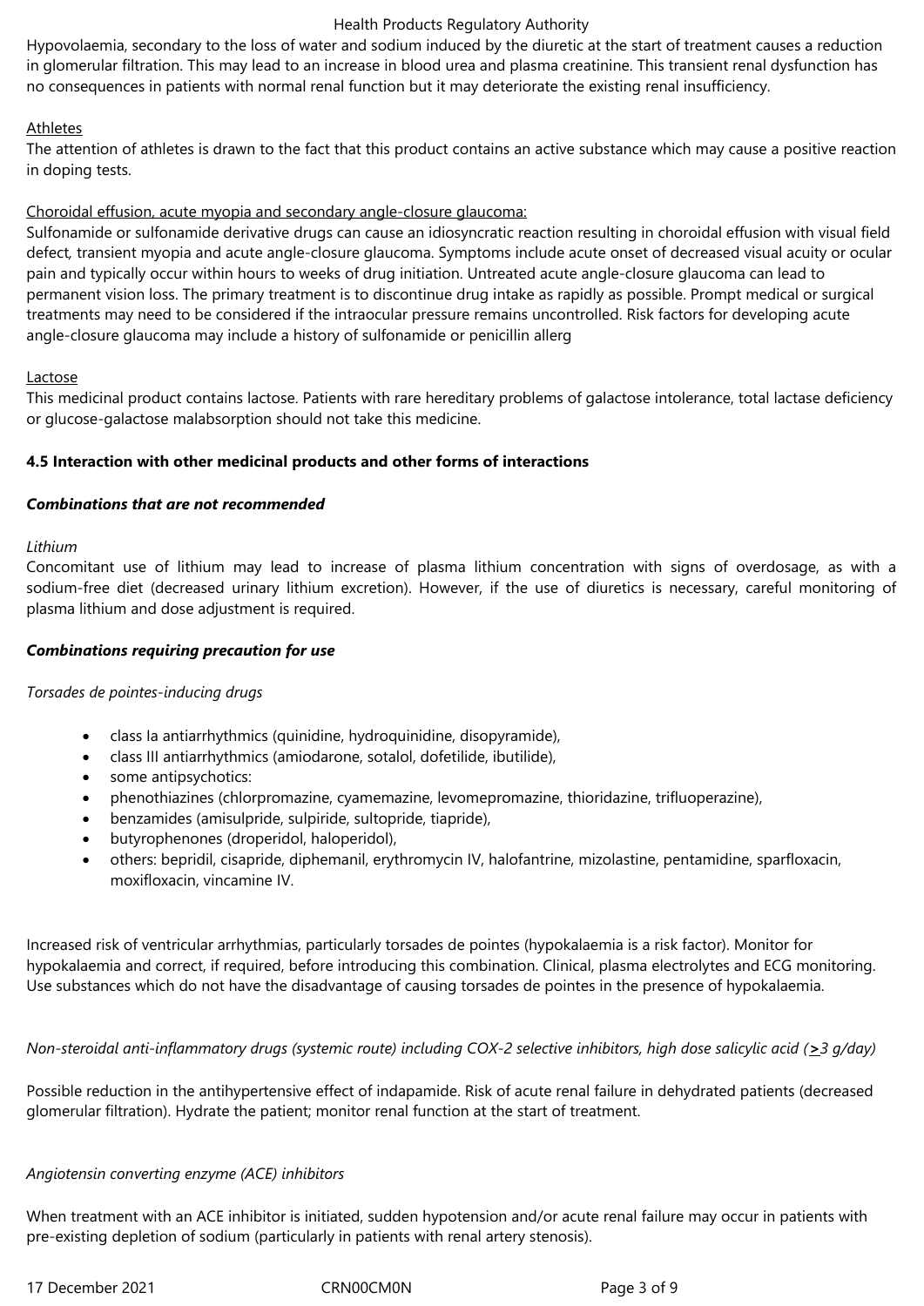Hypovolaemia, secondary to the loss of water and sodium induced by the diuretic at the start of treatment causes a reduction in glomerular filtration. This may lead to an increase in blood urea and plasma creatinine. This transient renal dysfunction has no consequences in patients with normal renal function but it may deteriorate the existing renal insufficiency.

Athletes

The attention of athletes is drawn to the fact that this product contains an active substance which may cause a positive reaction in doping tests.

Choroidal effusion, acute myopia and secondary angle-closure glaucoma:

Sulfonamide or sulfonamide derivative drugs can cause an idiosyncratic reaction resulting in choroidal effusion with visual field defect, transient myopia and acute angle-closure glaucoma. Symptoms include acute onset of decreased visual acuity or ocular pain and typically occur within hours to weeks of drug initiation. Untreated acute angle-closure glaucoma can lead to permanent vision loss. The primary treatment is to discontinue drug intake as rapidly as possible. Prompt medical or surgical treatments may need to be considered if the intraocular pressure remains uncontrolled. Risk factors for developing acute angle-closure glaucoma may include a history of sulfonamide or penicillin allerg

Lactose

This medicinal product contains lactose. Patients with rare hereditary problems of galactose intolerance, total lactase deficiency or glucose-galactose malabsorption should not take this medicine.

**4.5 Interaction with other medicinal products and other forms of interactions**

***Combinations that are not recommended***

*Lithium*

Concomitant use of lithium may lead to increase of plasma lithium concentration with signs of overdosage, as with a sodium-free diet (decreased urinary lithium excretion). However, if the use of diuretics is necessary, careful monitoring of plasma lithium and dose adjustment is required.

***Combinations requiring precaution for use***

*Torsades de pointes-inducing drugs*

- class Ia antiarrhythmics (quinidine, hydroquinidine, disopyramide),
- class III antiarrhythmics (amiodarone, sotalol, dofetilide, ibutilide),
- some antipsychotics:
- phenothiazines (chlorpromazine, cyamemazine, levomepromazine, thioridazine, trifluoperazine),
- benzamides (amisulpride, sulpiride, sultopride, tiapride),
- butyrophenones (droperidol, haloperidol),
- others: bepridil, cisapride, diphemanil, erythromycin IV, halofantrine, mizolastine, pentamidine, sparfloxacin, moxifloxacin, vincamine IV.

Increased risk of ventricular arrhythmias, particularly torsades de pointes (hypokalaemia is a risk factor). Monitor for hypokalaemia and correct, if required, before introducing this combination. Clinical, plasma electrolytes and ECG monitoring. Use substances which do not have the disadvantage of causing torsades de pointes in the presence of hypokalaemia.

*Non-steroidal anti-inflammatory drugs (systemic route) including COX-2 selective inhibitors, high dose salicylic acid (≥3 g/day)*

Possible reduction in the antihypertensive effect of indapamide. Risk of acute renal failure in dehydrated patients (decreased glomerular filtration). Hydrate the patient; monitor renal function at the start of treatment.

*Angiotensin converting enzyme (ACE) inhibitors*

When treatment with an ACE inhibitor is initiated, sudden hypotension and/or acute renal failure may occur in patients with pre-existing depletion of sodium (particularly in patients with renal artery stenosis).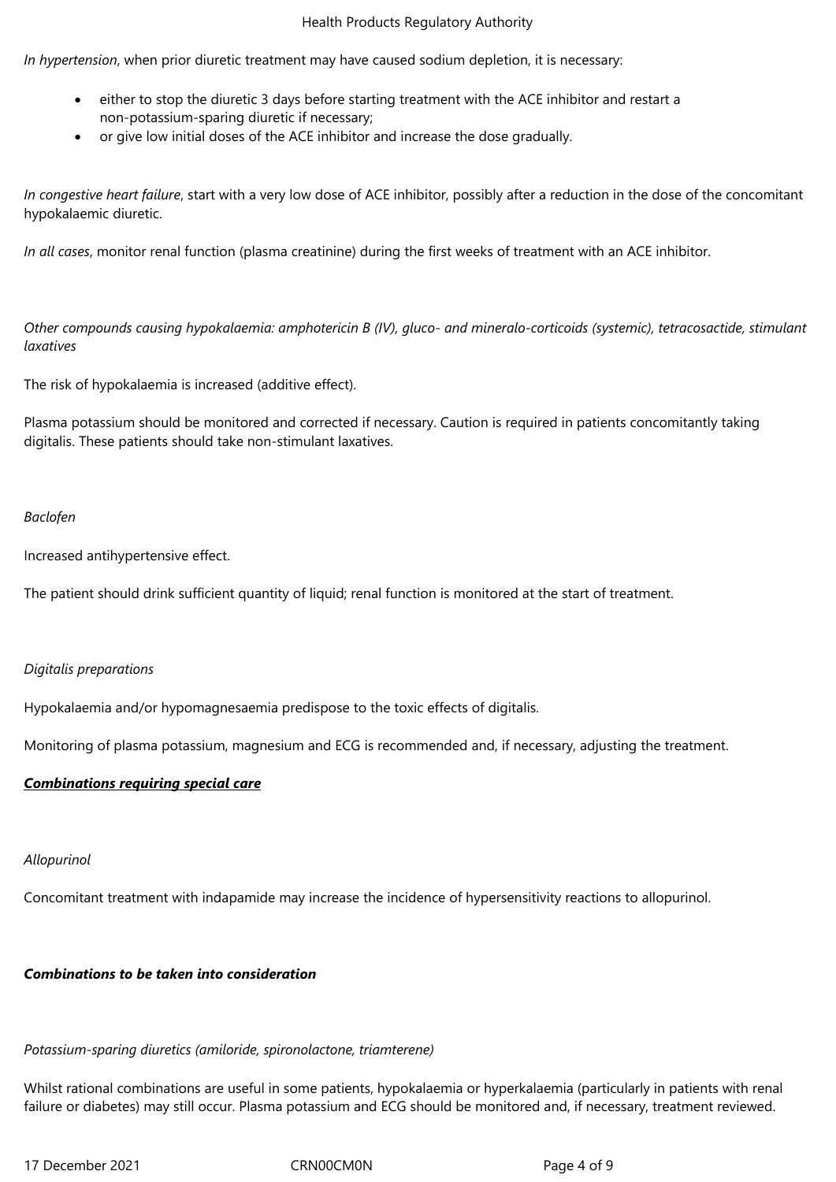*In hypertension*, when prior diuretic treatment may have caused sodium depletion, it is necessary:

- either to stop the diuretic 3 days before starting treatment with the ACE inhibitor and restart a non-potassium-sparing diuretic if necessary;
- or give low initial doses of the ACE inhibitor and increase the dose gradually.

*In congestive heart failure*, start with a very low dose of ACE inhibitor, possibly after a reduction in the dose of the concomitant hypokalaemic diuretic.

*In all cases*, monitor renal function (plasma creatinine) during the first weeks of treatment with an ACE inhibitor.

*Other compounds causing hypokalaemia: amphotericin B (IV), gluco- and mineralo-corticoids (systemic), tetracosactide, stimulant laxatives*

The risk of hypokalaemia is increased (additive effect).

Plasma potassium should be monitored and corrected if necessary. Caution is required in patients concomitantly taking digitalis. These patients should take non-stimulant laxatives.

*Baclofen*

Increased antihypertensive effect.

The patient should drink sufficient quantity of liquid; renal function is monitored at the start of treatment.

*Digitalis preparations*

Hypokalaemia and/or hypomagnesaemia predispose to the toxic effects of digitalis.

Monitoring of plasma potassium, magnesium and ECG is recommended and, if necessary, adjusting the treatment.

***Combinations requiring special care***

*Allopurinol*

Concomitant treatment with indapamide may increase the incidence of hypersensitivity reactions to allopurinol.

***Combinations to be taken into consideration***

*Potassium-sparing diuretics (amiloride, spironolactone, triamterene)*

Whilst rational combinations are useful in some patients, hypokalaemia or hyperkalaemia (particularly in patients with renal failure or diabetes) may still occur. Plasma potassium and ECG should be monitored and, if necessary, treatment reviewed.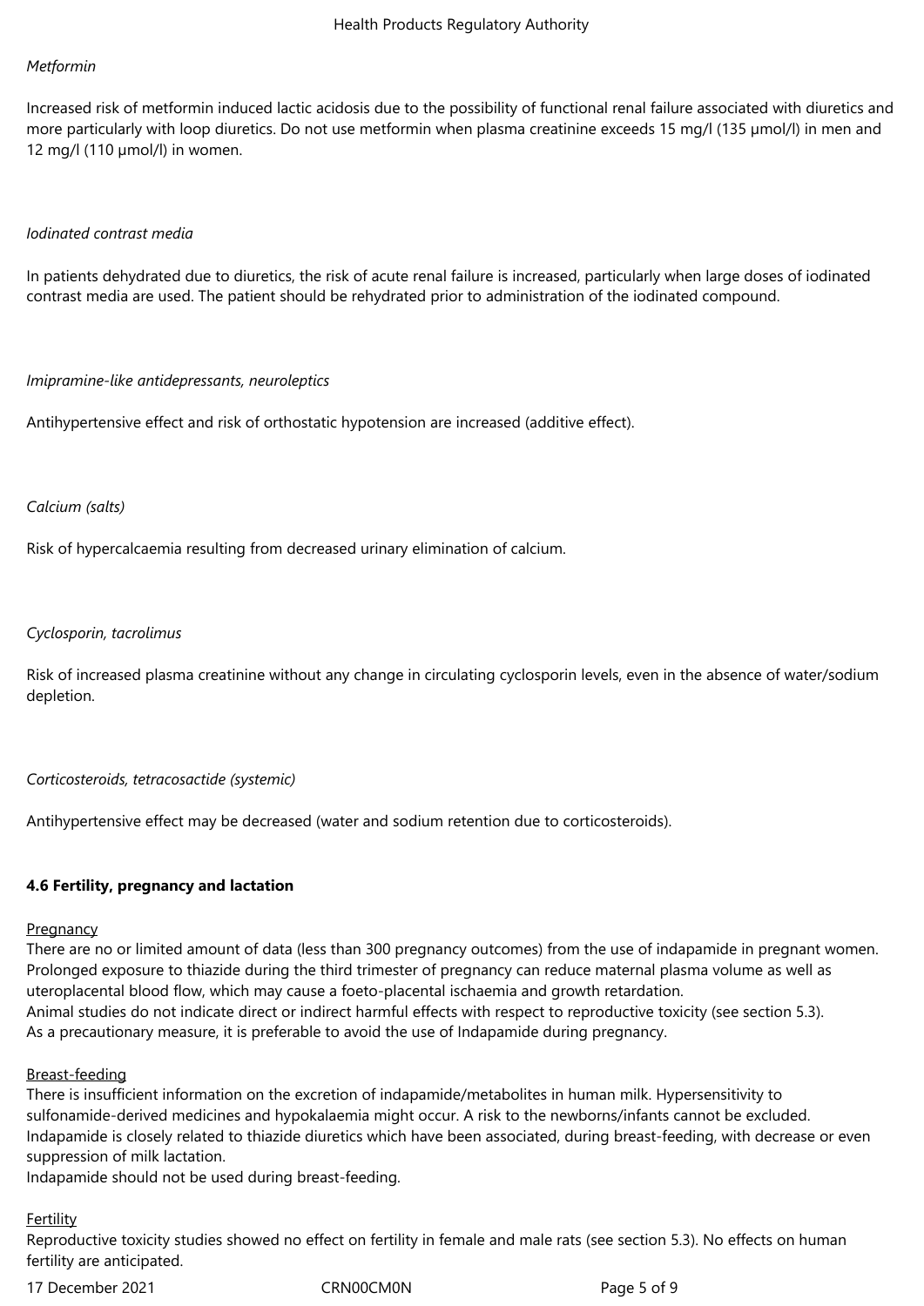*Metformin*

Increased risk of metformin induced lactic acidosis due to the possibility of functional renal failure associated with diuretics and more particularly with loop diuretics. Do not use metformin when plasma creatinine exceeds 15 mg/l (135 µmol/l) in men and 12 mg/l (110 µmol/l) in women.

*Iodinated contrast media*

In patients dehydrated due to diuretics, the risk of acute renal failure is increased, particularly when large doses of iodinated contrast media are used. The patient should be rehydrated prior to administration of the iodinated compound.

*Imipramine-like antidepressants, neuroleptics*

Antihypertensive effect and risk of orthostatic hypotension are increased (additive effect).

*Calcium (salts)*

Risk of hypercalcaemia resulting from decreased urinary elimination of calcium.

*Cyclosporin, tacrolimus*

Risk of increased plasma creatinine without any change in circulating cyclosporin levels, even in the absence of water/sodium depletion.

*Corticosteroids, tetracosactide (systemic)*

Antihypertensive effect may be decreased (water and sodium retention due to corticosteroids).

**4.6 Fertility, pregnancy and lactation**

Pregnancy

There are no or limited amount of data (less than 300 pregnancy outcomes) from the use of indapamide in pregnant women. Prolonged exposure to thiazide during the third trimester of pregnancy can reduce maternal plasma volume as well as uteroplacental blood flow, which may cause a foeto-placental ischaemia and growth retardation.
Animal studies do not indicate direct or indirect harmful effects with respect to reproductive toxicity (see section 5.3).
As a precautionary measure, it is preferable to avoid the use of Indapamide during pregnancy.

Breast-feeding

There is insufficient information on the excretion of indapamide/metabolites in human milk. Hypersensitivity to sulfonamide-derived medicines and hypokalaemia might occur. A risk to the newborns/infants cannot be excluded.
Indapamide is closely related to thiazide diuretics which have been associated, during breast-feeding, with decrease or even suppression of milk lactation.
Indapamide should not be used during breast-feeding.

Fertility

Reproductive toxicity studies showed no effect on fertility in female and male rats (see section 5.3). No effects on human fertility are anticipated.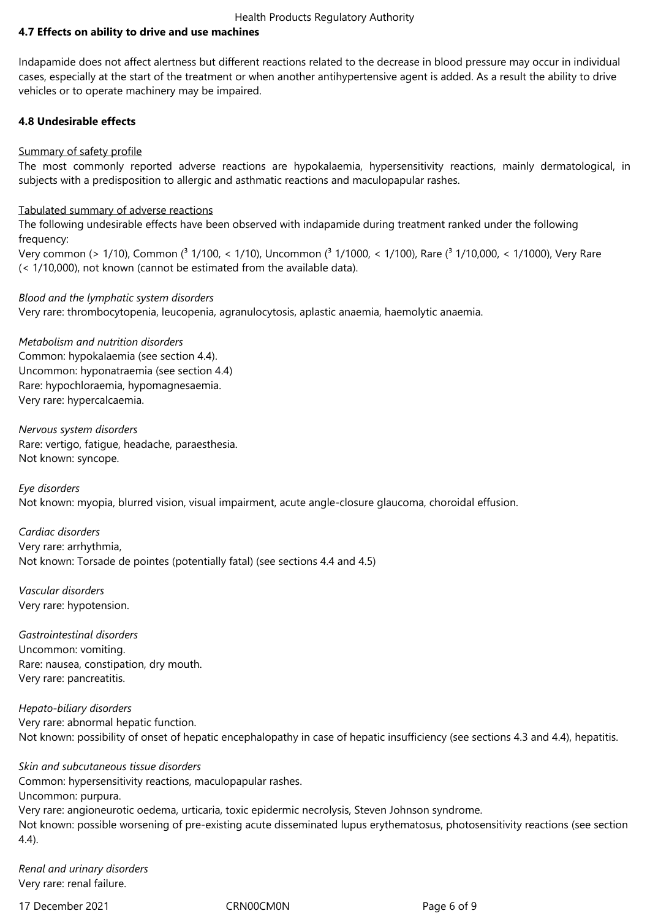**4.7 Effects on ability to drive and use machines**

Indapamide does not affect alertness but different reactions related to the decrease in blood pressure may occur in individual cases, especially at the start of the treatment or when another antihypertensive agent is added. As a result the ability to drive vehicles or to operate machinery may be impaired.

**4.8 Undesirable effects**

Summary of safety profile

The most commonly reported adverse reactions are hypokalaemia, hypersensitivity reactions, mainly dermatological, in subjects with a predisposition to allergic and asthmatic reactions and maculopapular rashes.

Tabulated summary of adverse reactions

The following undesirable effects have been observed with indapamide during treatment ranked under the following frequency:

Very common (> 1/10), Common (³ 1/100, < 1/10), Uncommon (³ 1/1000, < 1/100), Rare (³ 1/10,000, < 1/1000), Very Rare (< 1/10,000), not known (cannot be estimated from the available data).

*Blood and the lymphatic system disorders*

Very rare: thrombocytopenia, leucopenia, agranulocytosis, aplastic anaemia, haemolytic anaemia.

*Metabolism and nutrition disorders*

Common: hypokalaemia (see section 4.4).

Uncommon: hyponatraemia (see section 4.4)

Rare: hypochloraemia, hypomagnesaemia.

Very rare: hypercalcaemia.

*Nervous system disorders*

Rare: vertigo, fatigue, headache, paraesthesia.

Not known: syncope.

*Eye disorders*

Not known: myopia, blurred vision, visual impairment, acute angle-closure glaucoma, choroidal effusion.

*Cardiac disorders*

Very rare: arrhythmia,

Not known: Torsade de pointes (potentially fatal) (see sections 4.4 and 4.5)

*Vascular disorders*

Very rare: hypotension.

*Gastrointestinal disorders*

Uncommon: vomiting.

Rare: nausea, constipation, dry mouth.

Very rare: pancreatitis.

*Hepato-biliary disorders*

Very rare: abnormal hepatic function.

Not known: possibility of onset of hepatic encephalopathy in case of hepatic insufficiency (see sections 4.3 and 4.4), hepatitis.

*Skin and subcutaneous tissue disorders*

Common: hypersensitivity reactions, maculopapular rashes.

Uncommon: purpura.

Very rare: angioneurotic oedema, urticaria, toxic epidermic necrolysis, Steven Johnson syndrome.

Not known: possible worsening of pre-existing acute disseminated lupus erythematosus, photosensitivity reactions (see section 4.4).

*Renal and urinary disorders*

Very rare: renal failure.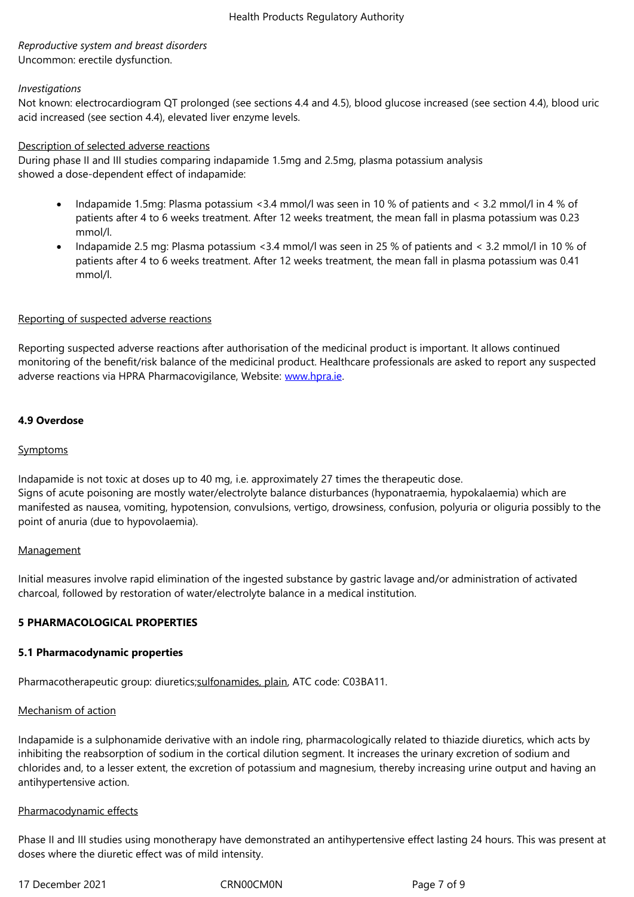*Reproductive system and breast disorders*
Uncommon: erectile dysfunction.

*Investigations*
Not known: electrocardiogram QT prolonged (see sections 4.4 and 4.5), blood glucose increased (see section 4.4), blood uric acid increased (see section 4.4), elevated liver enzyme levels.

Description of selected adverse reactions
During phase II and III studies comparing indapamide 1.5mg and 2.5mg, plasma potassium analysis showed a dose-dependent effect of indapamide:

- Indapamide 1.5mg: Plasma potassium <3.4 mmol/l was seen in 10 % of patients and < 3.2 mmol/l in 4 % of patients after 4 to 6 weeks treatment. After 12 weeks treatment, the mean fall in plasma potassium was 0.23 mmol/l.
- Indapamide 2.5 mg: Plasma potassium <3.4 mmol/l was seen in 25 % of patients and < 3.2 mmol/l in 10 % of patients after 4 to 6 weeks treatment. After 12 weeks treatment, the mean fall in plasma potassium was 0.41 mmol/l.

Reporting of suspected adverse reactions

Reporting suspected adverse reactions after authorisation of the medicinal product is important. It allows continued monitoring of the benefit/risk balance of the medicinal product. Healthcare professionals are asked to report any suspected adverse reactions via HPRA Pharmacovigilance, Website: www.hpra.ie.

**4.9 Overdose**

Symptoms

Indapamide is not toxic at doses up to 40 mg, i.e. approximately 27 times the therapeutic dose.
Signs of acute poisoning are mostly water/electrolyte balance disturbances (hyponatraemia, hypokalaemia) which are manifested as nausea, vomiting, hypotension, convulsions, vertigo, drowsiness, confusion, polyuria or oliguria possibly to the point of anuria (due to hypovolaemia).

Management

Initial measures involve rapid elimination of the ingested substance by gastric lavage and/or administration of activated charcoal, followed by restoration of water/electrolyte balance in a medical institution.

**5 PHARMACOLOGICAL PROPERTIES**

**5.1 Pharmacodynamic properties**

Pharmacotherapeutic group: diuretics;sulfonamides, plain, ATC code: C03BA11.

Mechanism of action

Indapamide is a sulphonamide derivative with an indole ring, pharmacologically related to thiazide diuretics, which acts by inhibiting the reabsorption of sodium in the cortical dilution segment. It increases the urinary excretion of sodium and chlorides and, to a lesser extent, the excretion of potassium and magnesium, thereby increasing urine output and having an antihypertensive action.

Pharmacodynamic effects

Phase II and III studies using monotherapy have demonstrated an antihypertensive effect lasting 24 hours. This was present at doses where the diuretic effect was of mild intensity.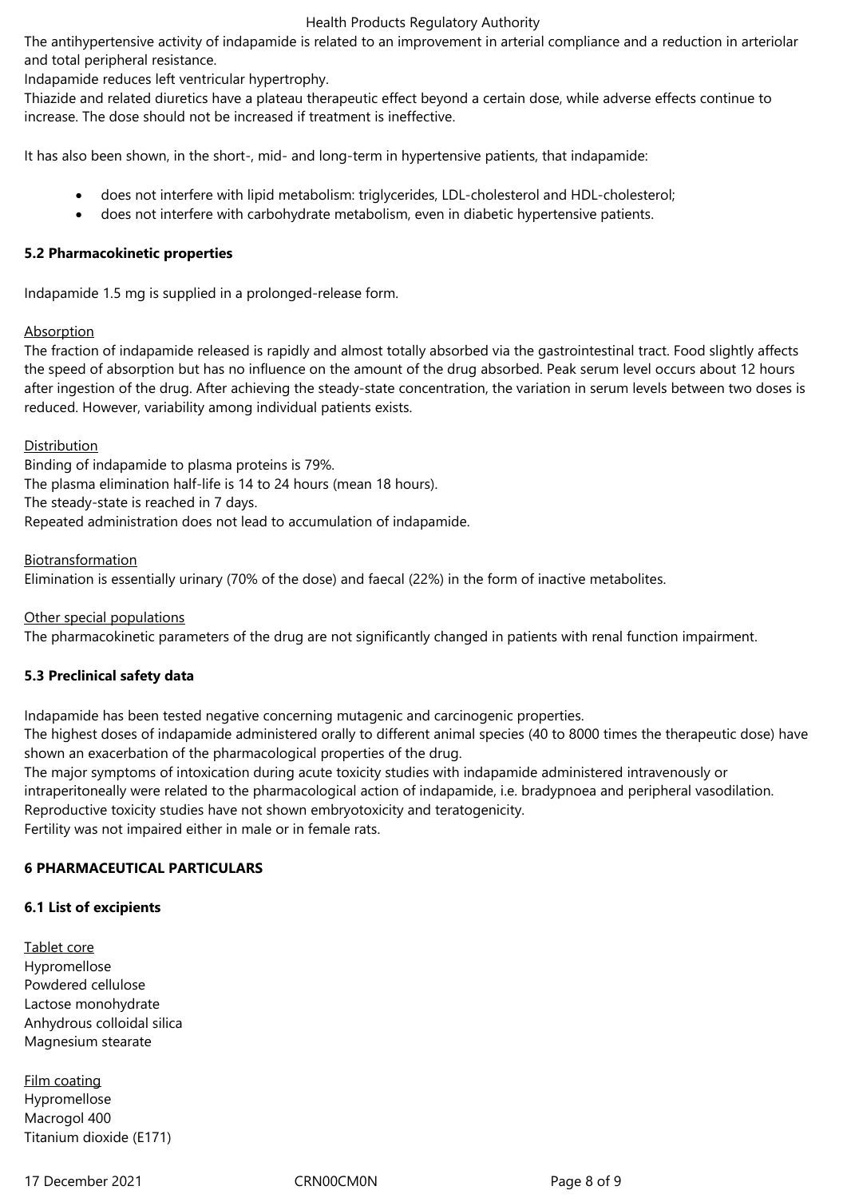The antihypertensive activity of indapamide is related to an improvement in arterial compliance and a reduction in arteriolar and total peripheral resistance.

Indapamide reduces left ventricular hypertrophy.

Thiazide and related diuretics have a plateau therapeutic effect beyond a certain dose, while adverse effects continue to increase. The dose should not be increased if treatment is ineffective.

It has also been shown, in the short-, mid- and long-term in hypertensive patients, that indapamide:

- does not interfere with lipid metabolism: triglycerides, LDL-cholesterol and HDL-cholesterol;
- does not interfere with carbohydrate metabolism, even in diabetic hypertensive patients.

### 5.2 Pharmacokinetic properties

Indapamide 1.5 mg is supplied in a prolonged-release form.

Absorption

The fraction of indapamide released is rapidly and almost totally absorbed via the gastrointestinal tract. Food slightly affects the speed of absorption but has no influence on the amount of the drug absorbed. Peak serum level occurs about 12 hours after ingestion of the drug. After achieving the steady-state concentration, the variation in serum levels between two doses is reduced. However, variability among individual patients exists.

Distribution

Binding of indapamide to plasma proteins is 79%.

The plasma elimination half-life is 14 to 24 hours (mean 18 hours).

The steady-state is reached in 7 days.

Repeated administration does not lead to accumulation of indapamide.

Biotransformation

Elimination is essentially urinary (70% of the dose) and faecal (22%) in the form of inactive metabolites.

Other special populations

The pharmacokinetic parameters of the drug are not significantly changed in patients with renal function impairment.

### 5.3 Preclinical safety data

Indapamide has been tested negative concerning mutagenic and carcinogenic properties.

The highest doses of indapamide administered orally to different animal species (40 to 8000 times the therapeutic dose) have shown an exacerbation of the pharmacological properties of the drug.

The major symptoms of intoxication during acute toxicity studies with indapamide administered intravenously or intraperitoneally were related to the pharmacological action of indapamide, i.e. bradypnoea and peripheral vasodilation.

Reproductive toxicity studies have not shown embryotoxicity and teratogenicity.

Fertility was not impaired either in male or in female rats.

## 6 PHARMACEUTICAL PARTICULARS

### 6.1 List of excipients

Tablet core

Hypromellose

Powdered cellulose

Lactose monohydrate

Anhydrous colloidal silica

Magnesium stearate

Film coating

Hypromellose

Macrogol 400

Titanium dioxide (E171)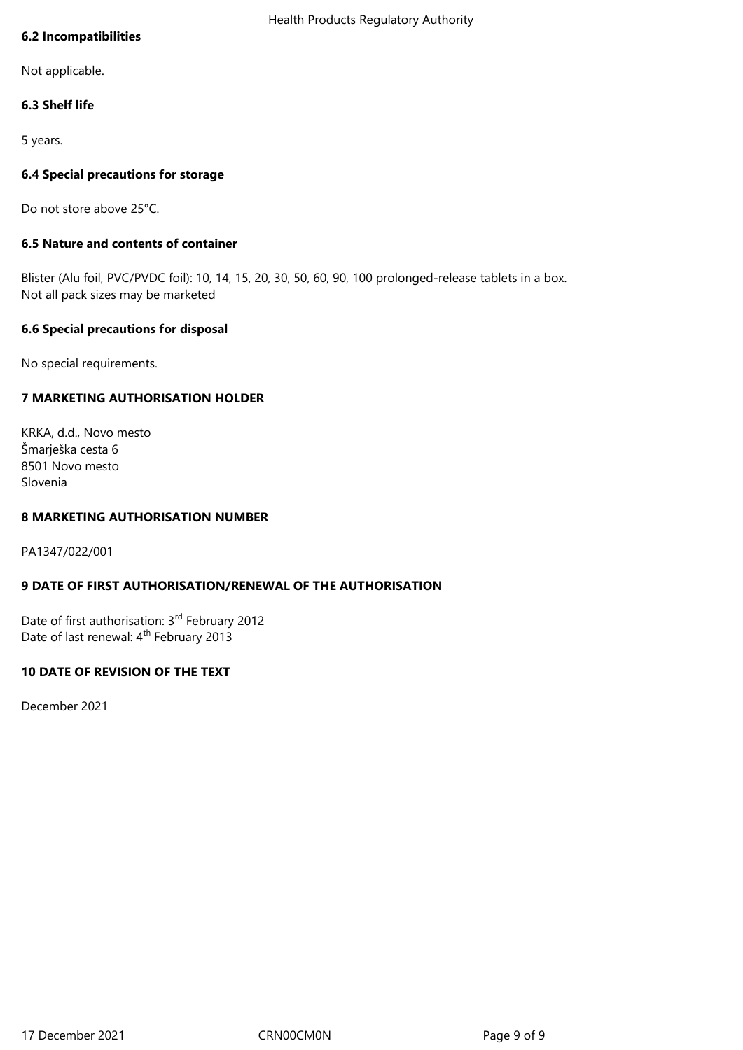### 6.2 Incompatibilities

Not applicable.

### 6.3 Shelf life

5 years.

### 6.4 Special precautions for storage

Do not store above 25°C.

### 6.5 Nature and contents of container

Blister (Alu foil, PVC/PVDC foil): 10, 14, 15, 20, 30, 50, 60, 90, 100 prolonged-release tablets in a box.
Not all pack sizes may be marketed

### 6.6 Special precautions for disposal

No special requirements.

## 7 MARKETING AUTHORISATION HOLDER

KRKA, d.d., Novo mesto
Šmarješka cesta 6
8501 Novo mesto
Slovenia

## 8 MARKETING AUTHORISATION NUMBER

PA1347/022/001

## 9 DATE OF FIRST AUTHORISATION/RENEWAL OF THE AUTHORISATION

Date of first authorisation: 3rd February 2012
Date of last renewal: 4th February 2013

## 10 DATE OF REVISION OF THE TEXT

December 2021